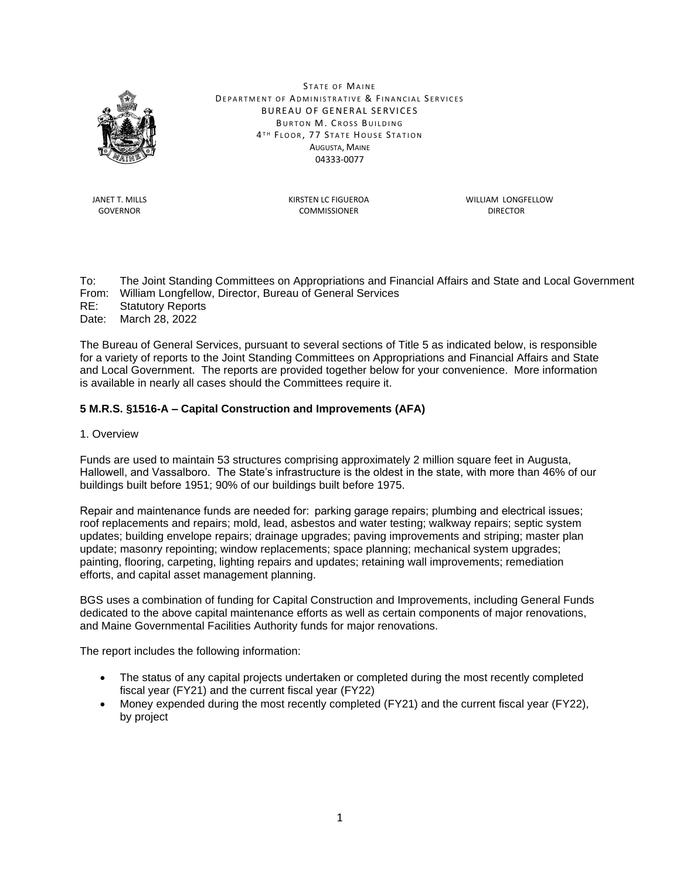STATE OF MAINE
DEPARTMENT OF ADMINISTRATIVE & FINANCIAL SERVICES
BUREAU OF GENERAL SERVICES
BURTON M. CROSS BUILDING
4TH FLOOR, 77 STATE HOUSE STATION
AUGUSTA, MAINE
04333-0077

JANET T. MILLS
GOVERNOR

KIRSTEN LC FIGUEROA
COMMISSIONER

WILLIAM LONGFELLOW
DIRECTOR

To: The Joint Standing Committees on Appropriations and Financial Affairs and State and Local Government
From: William Longfellow, Director, Bureau of General Services
RE: Statutory Reports
Date: March 28, 2022

The Bureau of General Services, pursuant to several sections of Title 5 as indicated below, is responsible for a variety of reports to the Joint Standing Committees on Appropriations and Financial Affairs and State and Local Government. The reports are provided together below for your convenience. More information is available in nearly all cases should the Committees require it.

**5 M.R.S. §1516-A – Capital Construction and Improvements (AFA)**

1. Overview

Funds are used to maintain 53 structures comprising approximately 2 million square feet in Augusta, Hallowell, and Vassalboro. The State's infrastructure is the oldest in the state, with more than 46% of our buildings built before 1951; 90% of our buildings built before 1975.

Repair and maintenance funds are needed for: parking garage repairs; plumbing and electrical issues; roof replacements and repairs; mold, lead, asbestos and water testing; walkway repairs; septic system updates; building envelope repairs; drainage upgrades; paving improvements and striping; master plan update; masonry repointing; window replacements; space planning; mechanical system upgrades; painting, flooring, carpeting, lighting repairs and updates; retaining wall improvements; remediation efforts, and capital asset management planning.

BGS uses a combination of funding for Capital Construction and Improvements, including General Funds dedicated to the above capital maintenance efforts as well as certain components of major renovations, and Maine Governmental Facilities Authority funds for major renovations.

The report includes the following information:

- The status of any capital projects undertaken or completed during the most recently completed fiscal year (FY21) and the current fiscal year (FY22)
- Money expended during the most recently completed (FY21) and the current fiscal year (FY22), by project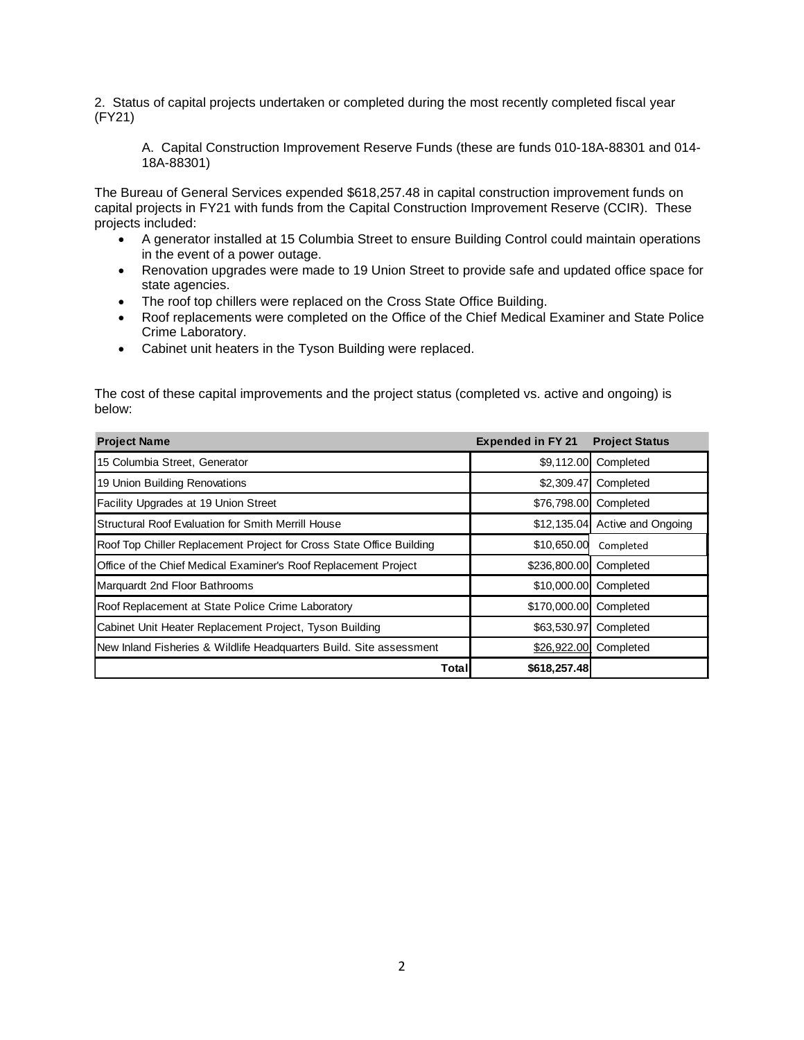2. Status of capital projects undertaken or completed during the most recently completed fiscal year (FY21)

A. Capital Construction Improvement Reserve Funds (these are funds 010-18A-88301 and 014-18A-88301)

The Bureau of General Services expended $618,257.48 in capital construction improvement funds on capital projects in FY21 with funds from the Capital Construction Improvement Reserve (CCIR). These projects included:

- A generator installed at 15 Columbia Street to ensure Building Control could maintain operations in the event of a power outage.
- Renovation upgrades were made to 19 Union Street to provide safe and updated office space for state agencies.
- The roof top chillers were replaced on the Cross State Office Building.
- Roof replacements were completed on the Office of the Chief Medical Examiner and State Police Crime Laboratory.
- Cabinet unit heaters in the Tyson Building were replaced.

The cost of these capital improvements and the project status (completed vs. active and ongoing) is below:

| Project Name | Expended in FY 21 | Project Status |
|---|---|---|
| 15 Columbia Street, Generator | $9,112.00 | Completed |
| 19 Union Building Renovations | $2,309.47 | Completed |
| Facility Upgrades at 19 Union Street | $76,798.00 | Completed |
| Structural Roof Evaluation for Smith Merrill House | $12,135.04 | Active and Ongoing |
| Roof Top Chiller Replacement Project for Cross State Office Building | $10,650.00 | Completed |
| Office of the Chief Medical Examiner's Roof Replacement Project | $236,800.00 | Completed |
| Marquardt 2nd Floor Bathrooms | $10,000.00 | Completed |
| Roof Replacement at State Police Crime Laboratory | $170,000.00 | Completed |
| Cabinet Unit Heater Replacement Project, Tyson Building | $63,530.97 | Completed |
| New Inland Fisheries & Wildlife Headquarters Build. Site assessment | $26,922.00 | Completed |
| **Total** | **$618,257.48** | |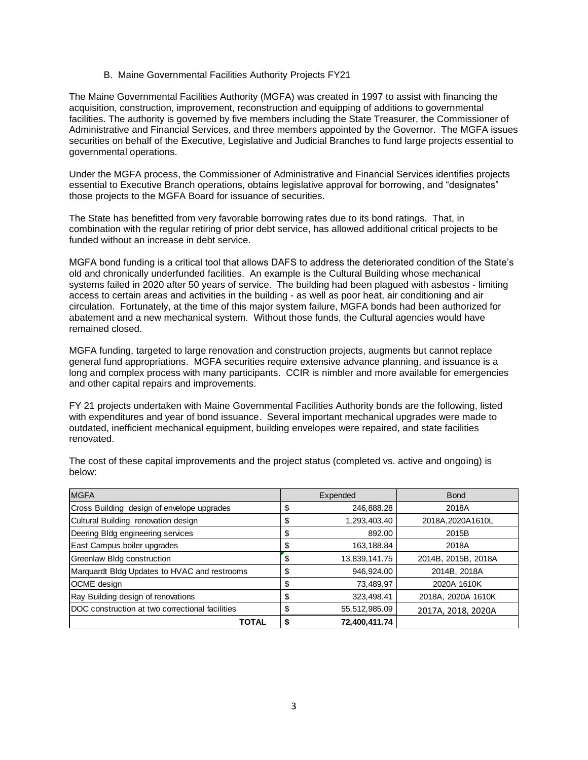### B. Maine Governmental Facilities Authority Projects FY21

The Maine Governmental Facilities Authority (MGFA) was created in 1997 to assist with financing the acquisition, construction, improvement, reconstruction and equipping of additions to governmental facilities. The authority is governed by five members including the State Treasurer, the Commissioner of Administrative and Financial Services, and three members appointed by the Governor. The MGFA issues securities on behalf of the Executive, Legislative and Judicial Branches to fund large projects essential to governmental operations.

Under the MGFA process, the Commissioner of Administrative and Financial Services identifies projects essential to Executive Branch operations, obtains legislative approval for borrowing, and "designates" those projects to the MGFA Board for issuance of securities.

The State has benefitted from very favorable borrowing rates due to its bond ratings. That, in combination with the regular retiring of prior debt service, has allowed additional critical projects to be funded without an increase in debt service.

MGFA bond funding is a critical tool that allows DAFS to address the deteriorated condition of the State's old and chronically underfunded facilities. An example is the Cultural Building whose mechanical systems failed in 2020 after 50 years of service. The building had been plagued with asbestos - limiting access to certain areas and activities in the building - as well as poor heat, air conditioning and air circulation. Fortunately, at the time of this major system failure, MGFA bonds had been authorized for abatement and a new mechanical system. Without those funds, the Cultural agencies would have remained closed.

MGFA funding, targeted to large renovation and construction projects, augments but cannot replace general fund appropriations. MGFA securities require extensive advance planning, and issuance is a long and complex process with many participants. CCIR is nimbler and more available for emergencies and other capital repairs and improvements.

FY 21 projects undertaken with Maine Governmental Facilities Authority bonds are the following, listed with expenditures and year of bond issuance. Several important mechanical upgrades were made to outdated, inefficient mechanical equipment, building envelopes were repaired, and state facilities renovated.

The cost of these capital improvements and the project status (completed vs. active and ongoing) is below:

| MGFA | Expended | Bond |
|---|---|---|
| Cross Building design of envelope upgrades | $ 246,888.28 | 2018A |
| Cultural Building renovation design | $ 1,293,403.40 | 2018A,2020A1610L |
| Deering Bldg engineering services | $ 892.00 | 2015B |
| East Campus boiler upgrades | $ 163,188.84 | 2018A |
| Greenlaw Bldg construction | $ 13,839,141.75 | 2014B, 2015B, 2018A |
| Marquardt Bldg Updates to HVAC and restrooms | $ 946,924.00 | 2014B, 2018A |
| OCME design | $ 73,489.97 | 2020A 1610K |
| Ray Building design of renovations | $ 323,498.41 | 2018A, 2020A 1610K |
| DOC construction at two correctional facilities | $ 55,512,985.09 | 2017A, 2018, 2020A |
| **TOTAL** | **$ 72,400,411.74** | |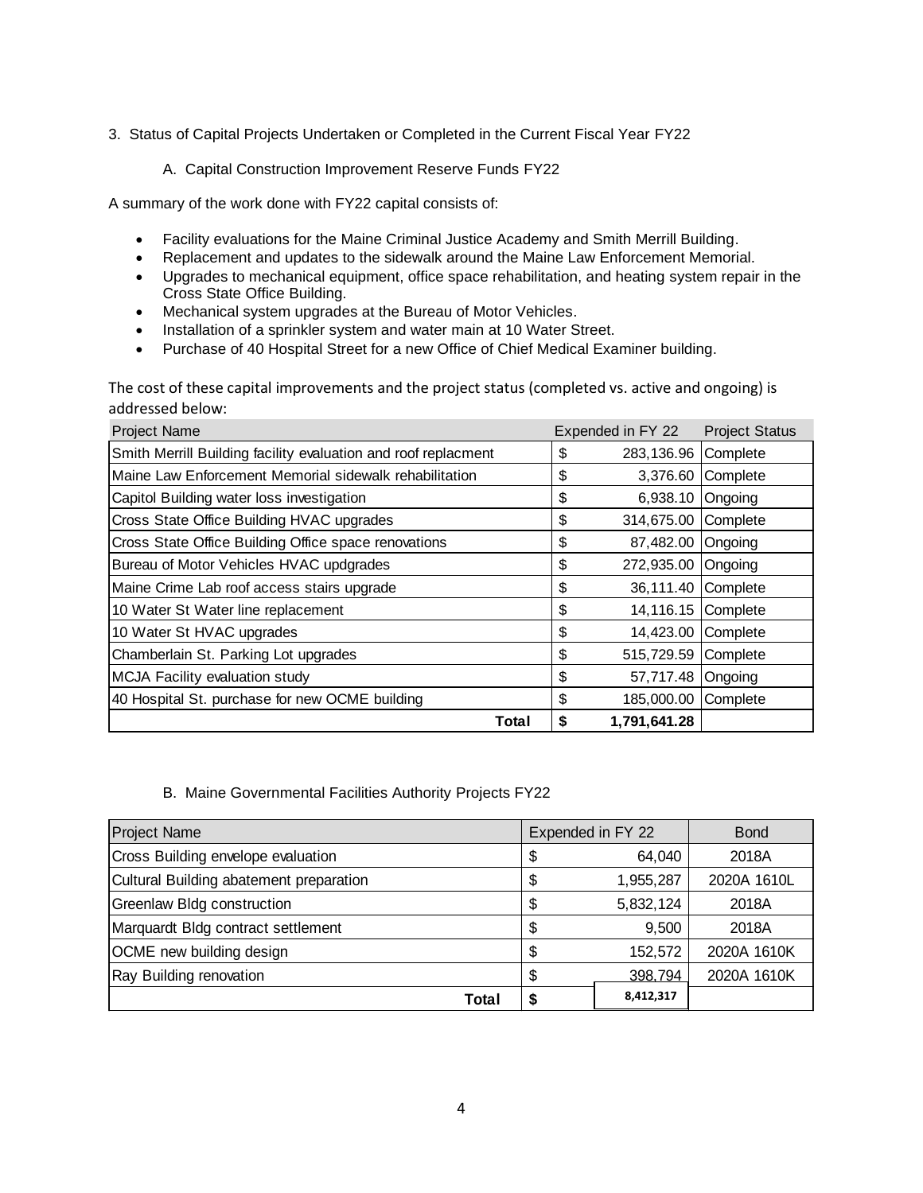3. Status of Capital Projects Undertaken or Completed in the Current Fiscal Year FY22

A. Capital Construction Improvement Reserve Funds FY22

A summary of the work done with FY22 capital consists of:

- Facility evaluations for the Maine Criminal Justice Academy and Smith Merrill Building.
- Replacement and updates to the sidewalk around the Maine Law Enforcement Memorial.
- Upgrades to mechanical equipment, office space rehabilitation, and heating system repair in the Cross State Office Building.
- Mechanical system upgrades at the Bureau of Motor Vehicles.
- Installation of a sprinkler system and water main at 10 Water Street.
- Purchase of 40 Hospital Street for a new Office of Chief Medical Examiner building.

The cost of these capital improvements and the project status (completed vs. active and ongoing) is addressed below:

| Project Name | Expended in FY 22 | | Project Status |
|---|---|---|---|
| Smith Merrill Building facility evaluation and roof replacment | $ | 283,136.96 | Complete |
| Maine Law Enforcement Memorial sidewalk rehabilitation | $ | 3,376.60 | Complete |
| Capitol Building water loss investigation | $ | 6,938.10 | Ongoing |
| Cross State Office Building HVAC upgrades | $ | 314,675.00 | Complete |
| Cross State Office Building Office space renovations | $ | 87,482.00 | Ongoing |
| Bureau of Motor Vehicles HVAC updgrades | $ | 272,935.00 | Ongoing |
| Maine Crime Lab roof access stairs upgrade | $ | 36,111.40 | Complete |
| 10 Water St Water line replacement | $ | 14,116.15 | Complete |
| 10 Water St HVAC upgrades | $ | 14,423.00 | Complete |
| Chamberlain St. Parking Lot upgrades | $ | 515,729.59 | Complete |
| MCJA Facility evaluation study | $ | 57,717.48 | Ongoing |
| 40 Hospital St. purchase for new OCME building | $ | 185,000.00 | Complete |
| **Total** | **$** | **1,791,641.28** | |

B. Maine Governmental Facilities Authority Projects FY22

| Project Name | Expended in FY 22 | | Bond |
|---|---|---|---|
| Cross Building envelope evaluation | $ | 64,040 | 2018A |
| Cultural Building abatement preparation | $ | 1,955,287 | 2020A 1610L |
| Greenlaw Bldg construction | $ | 5,832,124 | 2018A |
| Marquardt Bldg contract settlement | $ | 9,500 | 2018A |
| OCME new building design | $ | 152,572 | 2020A 1610K |
| Ray Building renovation | $ | 398,794 | 2020A 1610K |
| **Total** | **$** | **8,412,317** | |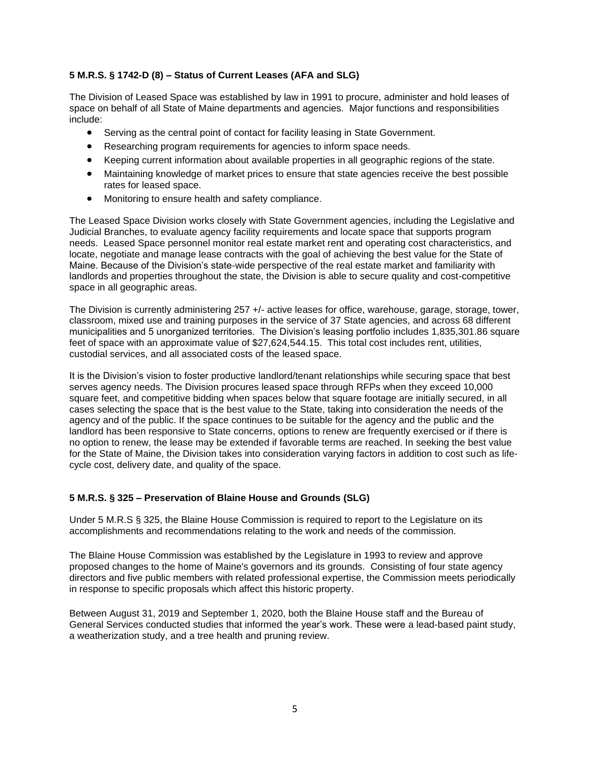**5 M.R.S. § 1742-D (8) – Status of Current Leases (AFA and SLG)**

The Division of Leased Space was established by law in 1991 to procure, administer and hold leases of space on behalf of all State of Maine departments and agencies. Major functions and responsibilities include:

- Serving as the central point of contact for facility leasing in State Government.
- Researching program requirements for agencies to inform space needs.
- Keeping current information about available properties in all geographic regions of the state.
- Maintaining knowledge of market prices to ensure that state agencies receive the best possible rates for leased space.
- Monitoring to ensure health and safety compliance.

The Leased Space Division works closely with State Government agencies, including the Legislative and Judicial Branches, to evaluate agency facility requirements and locate space that supports program needs. Leased Space personnel monitor real estate market rent and operating cost characteristics, and locate, negotiate and manage lease contracts with the goal of achieving the best value for the State of Maine. Because of the Division's state-wide perspective of the real estate market and familiarity with landlords and properties throughout the state, the Division is able to secure quality and cost-competitive space in all geographic areas.

The Division is currently administering 257 +/- active leases for office, warehouse, garage, storage, tower, classroom, mixed use and training purposes in the service of 37 State agencies, and across 68 different municipalities and 5 unorganized territories. The Division's leasing portfolio includes 1,835,301.86 square feet of space with an approximate value of $27,624,544.15. This total cost includes rent, utilities, custodial services, and all associated costs of the leased space.

It is the Division's vision to foster productive landlord/tenant relationships while securing space that best serves agency needs. The Division procures leased space through RFPs when they exceed 10,000 square feet, and competitive bidding when spaces below that square footage are initially secured, in all cases selecting the space that is the best value to the State, taking into consideration the needs of the agency and of the public. If the space continues to be suitable for the agency and the public and the landlord has been responsive to State concerns, options to renew are frequently exercised or if there is no option to renew, the lease may be extended if favorable terms are reached. In seeking the best value for the State of Maine, the Division takes into consideration varying factors in addition to cost such as life-cycle cost, delivery date, and quality of the space.

**5 M.R.S. § 325 – Preservation of Blaine House and Grounds (SLG)**

Under 5 M.R.S § 325, the Blaine House Commission is required to report to the Legislature on its accomplishments and recommendations relating to the work and needs of the commission.

The Blaine House Commission was established by the Legislature in 1993 to review and approve proposed changes to the home of Maine's governors and its grounds. Consisting of four state agency directors and five public members with related professional expertise, the Commission meets periodically in response to specific proposals which affect this historic property.

Between August 31, 2019 and September 1, 2020, both the Blaine House staff and the Bureau of General Services conducted studies that informed the year's work. These were a lead-based paint study, a weatherization study, and a tree health and pruning review.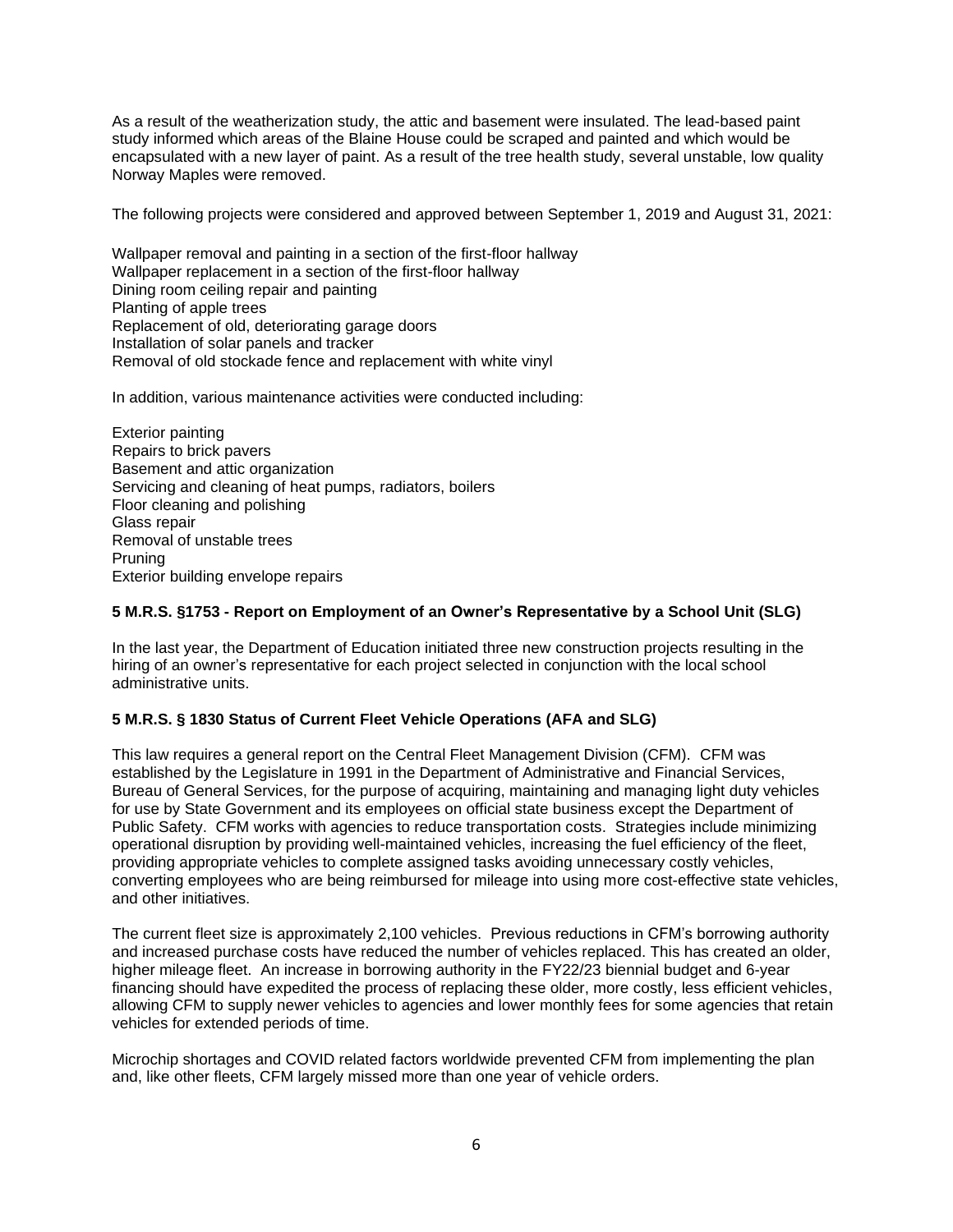As a result of the weatherization study, the attic and basement were insulated. The lead-based paint study informed which areas of the Blaine House could be scraped and painted and which would be encapsulated with a new layer of paint. As a result of the tree health study, several unstable, low quality Norway Maples were removed.

The following projects were considered and approved between September 1, 2019 and August 31, 2021:

Wallpaper removal and painting in a section of the first-floor hallway
Wallpaper replacement in a section of the first-floor hallway
Dining room ceiling repair and painting
Planting of apple trees
Replacement of old, deteriorating garage doors
Installation of solar panels and tracker
Removal of old stockade fence and replacement with white vinyl

In addition, various maintenance activities were conducted including:

Exterior painting
Repairs to brick pavers
Basement and attic organization
Servicing and cleaning of heat pumps, radiators, boilers
Floor cleaning and polishing
Glass repair
Removal of unstable trees
Pruning
Exterior building envelope repairs

**5 M.R.S. §1753 - Report on Employment of an Owner's Representative by a School Unit (SLG)**

In the last year, the Department of Education initiated three new construction projects resulting in the hiring of an owner's representative for each project selected in conjunction with the local school administrative units.

**5 M.R.S. § 1830 Status of Current Fleet Vehicle Operations (AFA and SLG)**

This law requires a general report on the Central Fleet Management Division (CFM). CFM was established by the Legislature in 1991 in the Department of Administrative and Financial Services, Bureau of General Services, for the purpose of acquiring, maintaining and managing light duty vehicles for use by State Government and its employees on official state business except the Department of Public Safety. CFM works with agencies to reduce transportation costs. Strategies include minimizing operational disruption by providing well-maintained vehicles, increasing the fuel efficiency of the fleet, providing appropriate vehicles to complete assigned tasks avoiding unnecessary costly vehicles, converting employees who are being reimbursed for mileage into using more cost-effective state vehicles, and other initiatives.

The current fleet size is approximately 2,100 vehicles. Previous reductions in CFM's borrowing authority and increased purchase costs have reduced the number of vehicles replaced. This has created an older, higher mileage fleet. An increase in borrowing authority in the FY22/23 biennial budget and 6-year financing should have expedited the process of replacing these older, more costly, less efficient vehicles, allowing CFM to supply newer vehicles to agencies and lower monthly fees for some agencies that retain vehicles for extended periods of time.

Microchip shortages and COVID related factors worldwide prevented CFM from implementing the plan and, like other fleets, CFM largely missed more than one year of vehicle orders.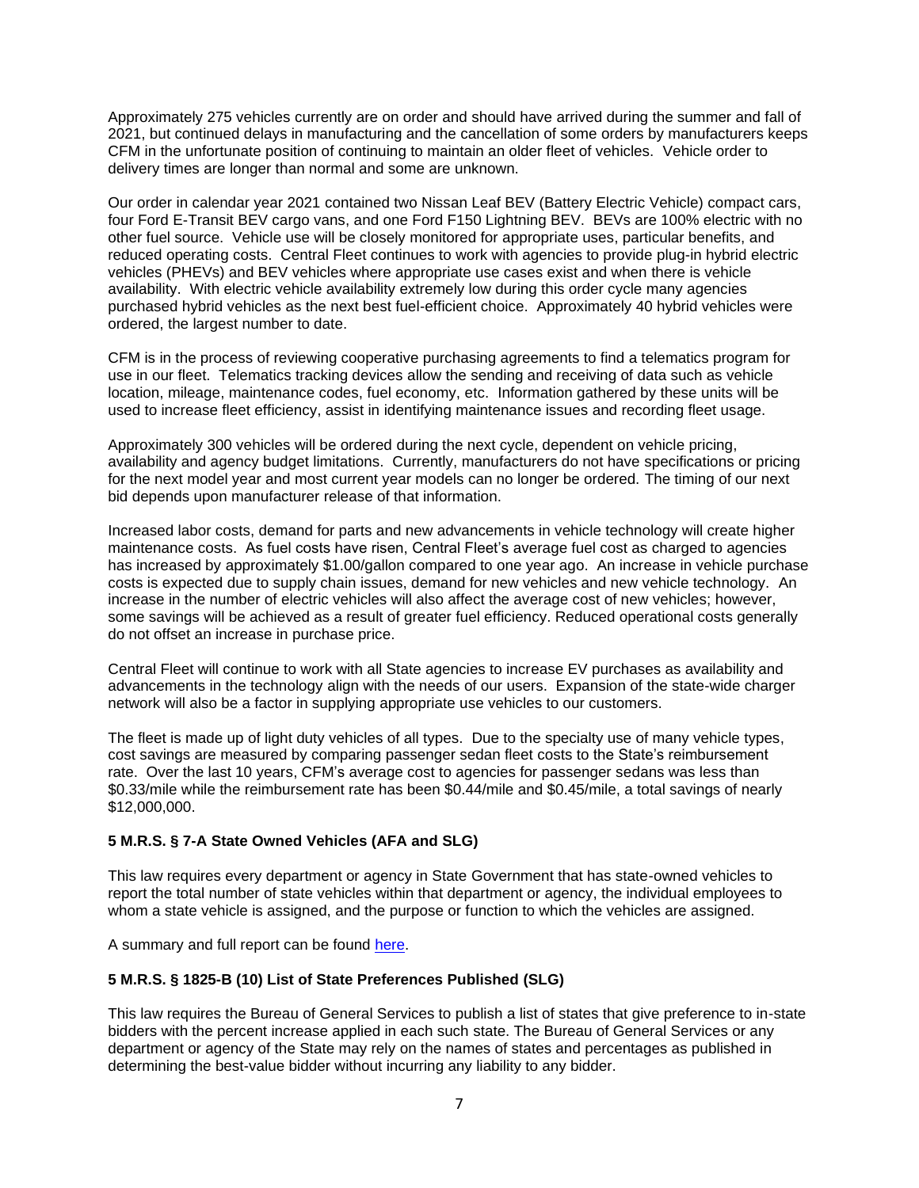Approximately 275 vehicles currently are on order and should have arrived during the summer and fall of 2021, but continued delays in manufacturing and the cancellation of some orders by manufacturers keeps CFM in the unfortunate position of continuing to maintain an older fleet of vehicles. Vehicle order to delivery times are longer than normal and some are unknown.

Our order in calendar year 2021 contained two Nissan Leaf BEV (Battery Electric Vehicle) compact cars, four Ford E-Transit BEV cargo vans, and one Ford F150 Lightning BEV. BEVs are 100% electric with no other fuel source. Vehicle use will be closely monitored for appropriate uses, particular benefits, and reduced operating costs. Central Fleet continues to work with agencies to provide plug-in hybrid electric vehicles (PHEVs) and BEV vehicles where appropriate use cases exist and when there is vehicle availability. With electric vehicle availability extremely low during this order cycle many agencies purchased hybrid vehicles as the next best fuel-efficient choice. Approximately 40 hybrid vehicles were ordered, the largest number to date.

CFM is in the process of reviewing cooperative purchasing agreements to find a telematics program for use in our fleet. Telematics tracking devices allow the sending and receiving of data such as vehicle location, mileage, maintenance codes, fuel economy, etc. Information gathered by these units will be used to increase fleet efficiency, assist in identifying maintenance issues and recording fleet usage.

Approximately 300 vehicles will be ordered during the next cycle, dependent on vehicle pricing, availability and agency budget limitations. Currently, manufacturers do not have specifications or pricing for the next model year and most current year models can no longer be ordered. The timing of our next bid depends upon manufacturer release of that information.

Increased labor costs, demand for parts and new advancements in vehicle technology will create higher maintenance costs. As fuel costs have risen, Central Fleet's average fuel cost as charged to agencies has increased by approximately $1.00/gallon compared to one year ago. An increase in vehicle purchase costs is expected due to supply chain issues, demand for new vehicles and new vehicle technology. An increase in the number of electric vehicles will also affect the average cost of new vehicles; however, some savings will be achieved as a result of greater fuel efficiency. Reduced operational costs generally do not offset an increase in purchase price.

Central Fleet will continue to work with all State agencies to increase EV purchases as availability and advancements in the technology align with the needs of our users. Expansion of the state-wide charger network will also be a factor in supplying appropriate use vehicles to our customers.

The fleet is made up of light duty vehicles of all types. Due to the specialty use of many vehicle types, cost savings are measured by comparing passenger sedan fleet costs to the State's reimbursement rate. Over the last 10 years, CFM's average cost to agencies for passenger sedans was less than $0.33/mile while the reimbursement rate has been $0.44/mile and $0.45/mile, a total savings of nearly $12,000,000.

**5 M.R.S. § 7-A State Owned Vehicles (AFA and SLG)**

This law requires every department or agency in State Government that has state-owned vehicles to report the total number of state vehicles within that department or agency, the individual employees to whom a state vehicle is assigned, and the purpose or function to which the vehicles are assigned.

A summary and full report can be found here.

**5 M.R.S. § 1825-B (10) List of State Preferences Published (SLG)**

This law requires the Bureau of General Services to publish a list of states that give preference to in-state bidders with the percent increase applied in each such state. The Bureau of General Services or any department or agency of the State may rely on the names of states and percentages as published in determining the best-value bidder without incurring any liability to any bidder.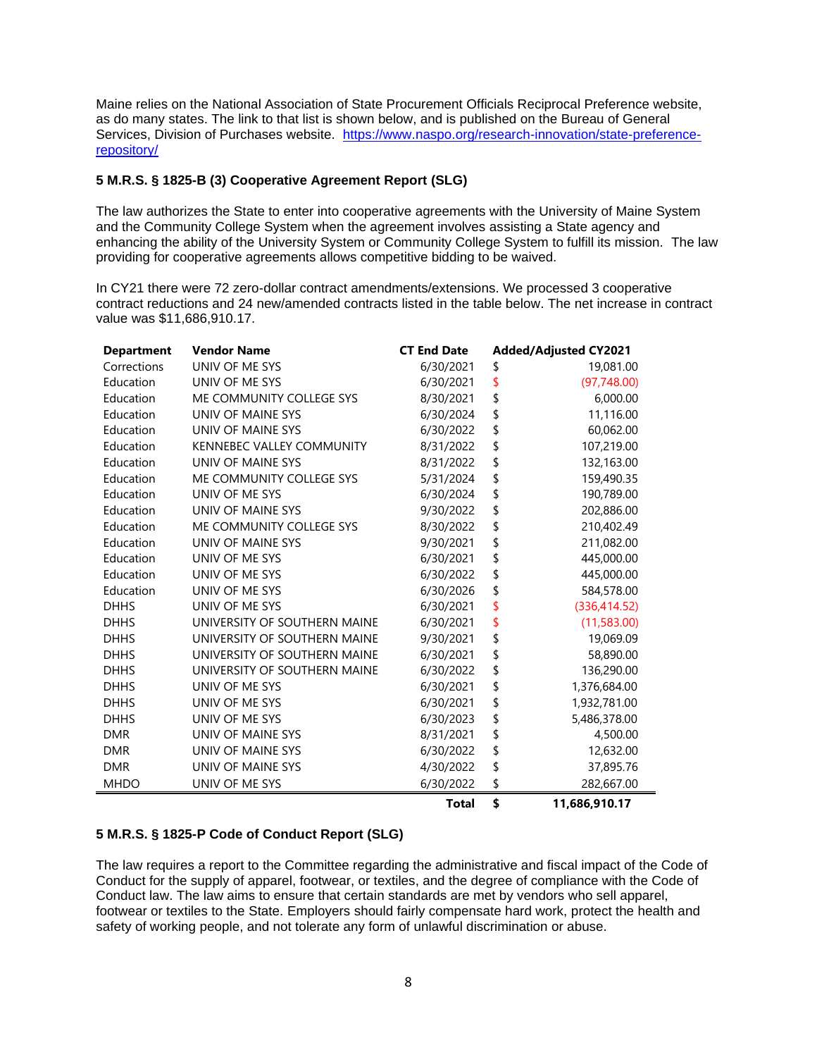Maine relies on the National Association of State Procurement Officials Reciprocal Preference website, as do many states. The link to that list is shown below, and is published on the Bureau of General Services, Division of Purchases website. [https://www.naspo.org/research-innovation/state-preference-repository/](https://www.naspo.org/research-innovation/state-preference-repository/)

### 5 M.R.S. § 1825-B (3) Cooperative Agreement Report (SLG)

The law authorizes the State to enter into cooperative agreements with the University of Maine System and the Community College System when the agreement involves assisting a State agency and enhancing the ability of the University System or Community College System to fulfill its mission. The law providing for cooperative agreements allows competitive bidding to be waived.

In CY21 there were 72 zero-dollar contract amendments/extensions. We processed 3 cooperative contract reductions and 24 new/amended contracts listed in the table below. The net increase in contract value was $11,686,910.17.

| Department | Vendor Name | CT End Date | Added/Adjusted CY2021 |
|---|---|---|---|
| Corrections | UNIV OF ME SYS | 6/30/2021 | $ 19,081.00 |
| Education | UNIV OF ME SYS | 6/30/2021 | $ (97,748.00) |
| Education | ME COMMUNITY COLLEGE SYS | 8/30/2021 | $ 6,000.00 |
| Education | UNIV OF MAINE SYS | 6/30/2024 | $ 11,116.00 |
| Education | UNIV OF MAINE SYS | 6/30/2022 | $ 60,062.00 |
| Education | KENNEBEC VALLEY COMMUNITY | 8/31/2022 | $ 107,219.00 |
| Education | UNIV OF MAINE SYS | 8/31/2022 | $ 132,163.00 |
| Education | ME COMMUNITY COLLEGE SYS | 5/31/2024 | $ 159,490.35 |
| Education | UNIV OF ME SYS | 6/30/2024 | $ 190,789.00 |
| Education | UNIV OF MAINE SYS | 9/30/2022 | $ 202,886.00 |
| Education | ME COMMUNITY COLLEGE SYS | 8/30/2022 | $ 210,402.49 |
| Education | UNIV OF MAINE SYS | 9/30/2021 | $ 211,082.00 |
| Education | UNIV OF ME SYS | 6/30/2021 | $ 445,000.00 |
| Education | UNIV OF ME SYS | 6/30/2022 | $ 445,000.00 |
| Education | UNIV OF ME SYS | 6/30/2026 | $ 584,578.00 |
| DHHS | UNIV OF ME SYS | 6/30/2021 | $ (336,414.52) |
| DHHS | UNIVERSITY OF SOUTHERN MAINE | 6/30/2021 | $ (11,583.00) |
| DHHS | UNIVERSITY OF SOUTHERN MAINE | 9/30/2021 | $ 19,069.09 |
| DHHS | UNIVERSITY OF SOUTHERN MAINE | 6/30/2021 | $ 58,890.00 |
| DHHS | UNIVERSITY OF SOUTHERN MAINE | 6/30/2022 | $ 136,290.00 |
| DHHS | UNIV OF ME SYS | 6/30/2021 | $ 1,376,684.00 |
| DHHS | UNIV OF ME SYS | 6/30/2021 | $ 1,932,781.00 |
| DHHS | UNIV OF ME SYS | 6/30/2023 | $ 5,486,378.00 |
| DMR | UNIV OF MAINE SYS | 8/31/2021 | $ 4,500.00 |
| DMR | UNIV OF MAINE SYS | 6/30/2022 | $ 12,632.00 |
| DMR | UNIV OF MAINE SYS | 4/30/2022 | $ 37,895.76 |
| MHDO | UNIV OF ME SYS | 6/30/2022 | $ 282,667.00 |
| | | **Total** | **$ 11,686,910.17** |

### 5 M.R.S. § 1825-P Code of Conduct Report (SLG)

The law requires a report to the Committee regarding the administrative and fiscal impact of the Code of Conduct for the supply of apparel, footwear, or textiles, and the degree of compliance with the Code of Conduct law. The law aims to ensure that certain standards are met by vendors who sell apparel, footwear or textiles to the State. Employers should fairly compensate hard work, protect the health and safety of working people, and not tolerate any form of unlawful discrimination or abuse.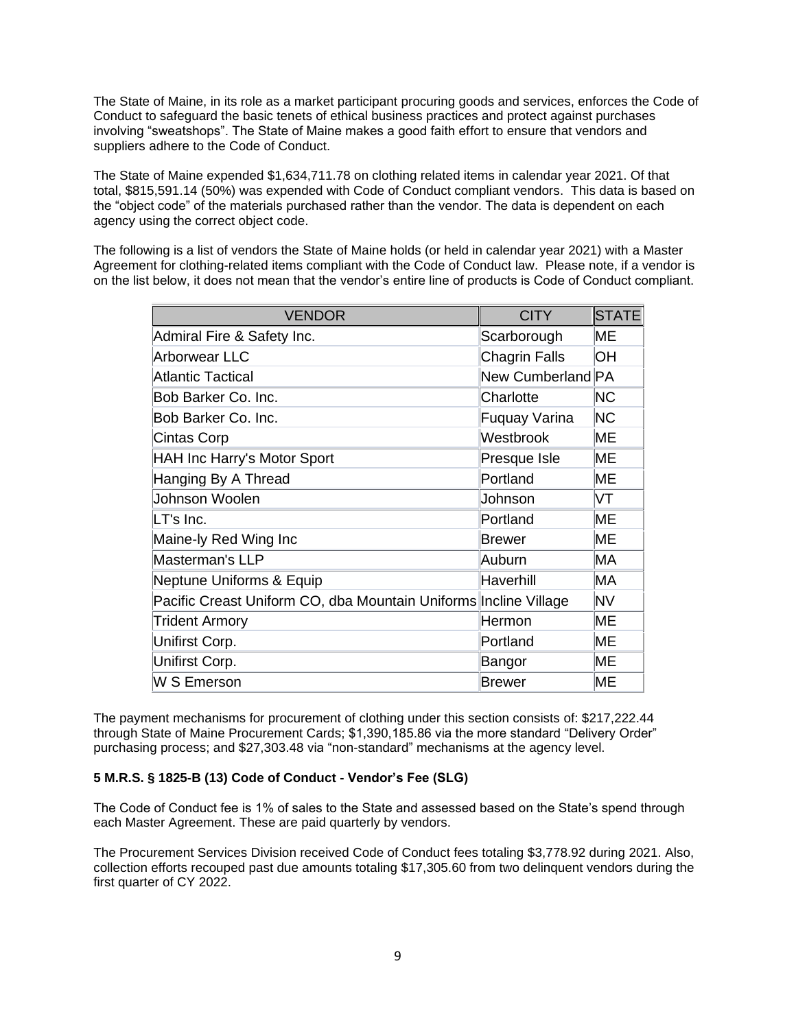The State of Maine, in its role as a market participant procuring goods and services, enforces the Code of Conduct to safeguard the basic tenets of ethical business practices and protect against purchases involving "sweatshops". The State of Maine makes a good faith effort to ensure that vendors and suppliers adhere to the Code of Conduct.

The State of Maine expended $1,634,711.78 on clothing related items in calendar year 2021. Of that total, $815,591.14 (50%) was expended with Code of Conduct compliant vendors. This data is based on the "object code" of the materials purchased rather than the vendor. The data is dependent on each agency using the correct object code.

The following is a list of vendors the State of Maine holds (or held in calendar year 2021) with a Master Agreement for clothing-related items compliant with the Code of Conduct law. Please note, if a vendor is on the list below, it does not mean that the vendor's entire line of products is Code of Conduct compliant.

| VENDOR | CITY | STATE |
|---|---|---|
| Admiral Fire & Safety Inc. | Scarborough | ME |
| Arborwear LLC | Chagrin Falls | OH |
| Atlantic Tactical | New Cumberland | PA |
| Bob Barker Co. Inc. | Charlotte | NC |
| Bob Barker Co. Inc. | Fuquay Varina | NC |
| Cintas Corp | Westbrook | ME |
| HAH Inc Harry's Motor Sport | Presque Isle | ME |
| Hanging By A Thread | Portland | ME |
| Johnson Woolen | Johnson | VT |
| LT's Inc. | Portland | ME |
| Maine-ly Red Wing Inc | Brewer | ME |
| Masterman's LLP | Auburn | MA |
| Neptune Uniforms & Equip | Haverhill | MA |
| Pacific Creast Uniform CO, dba Mountain Uniforms | Incline Village | NV |
| Trident Armory | Hermon | ME |
| Unifirst Corp. | Portland | ME |
| Unifirst Corp. | Bangor | ME |
| W S Emerson | Brewer | ME |

The payment mechanisms for procurement of clothing under this section consists of: $217,222.44 through State of Maine Procurement Cards; $1,390,185.86 via the more standard "Delivery Order" purchasing process; and $27,303.48 via "non-standard" mechanisms at the agency level.

**5 M.R.S. § 1825-B (13) Code of Conduct - Vendor's Fee (SLG)**

The Code of Conduct fee is 1% of sales to the State and assessed based on the State's spend through each Master Agreement. These are paid quarterly by vendors.

The Procurement Services Division received Code of Conduct fees totaling $3,778.92 during 2021. Also, collection efforts recouped past due amounts totaling $17,305.60 from two delinquent vendors during the first quarter of CY 2022.